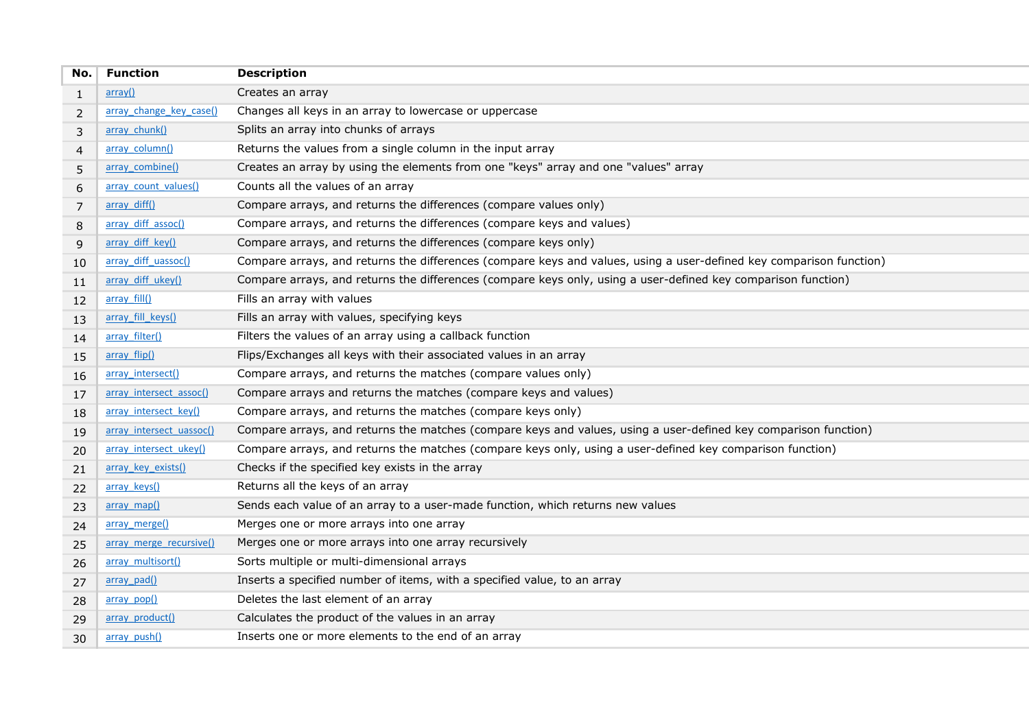| No. | Function | Description |
|---|---|---|
| 1 | array() | Creates an array |
| 2 | array_change_key_case() | Changes all keys in an array to lowercase or uppercase |
| 3 | array_chunk() | Splits an array into chunks of arrays |
| 4 | array_column() | Returns the values from a single column in the input array |
| 5 | array_combine() | Creates an array by using the elements from one "keys" array and one "values" array |
| 6 | array_count_values() | Counts all the values of an array |
| 7 | array_diff() | Compare arrays, and returns the differences (compare values only) |
| 8 | array_diff_assoc() | Compare arrays, and returns the differences (compare keys and values) |
| 9 | array_diff_key() | Compare arrays, and returns the differences (compare keys only) |
| 10 | array_diff_uassoc() | Compare arrays, and returns the differences (compare keys and values, using a user-defined key comparison function) |
| 11 | array_diff_ukey() | Compare arrays, and returns the differences (compare keys only, using a user-defined key comparison function) |
| 12 | array_fill() | Fills an array with values |
| 13 | array_fill_keys() | Fills an array with values, specifying keys |
| 14 | array_filter() | Filters the values of an array using a callback function |
| 15 | array_flip() | Flips/Exchanges all keys with their associated values in an array |
| 16 | array_intersect() | Compare arrays, and returns the matches (compare values only) |
| 17 | array_intersect_assoc() | Compare arrays and returns the matches (compare keys and values) |
| 18 | array_intersect_key() | Compare arrays, and returns the matches (compare keys only) |
| 19 | array_intersect_uassoc() | Compare arrays, and returns the matches (compare keys and values, using a user-defined key comparison function) |
| 20 | array_intersect_ukey() | Compare arrays, and returns the matches (compare keys only, using a user-defined key comparison function) |
| 21 | array_key_exists() | Checks if the specified key exists in the array |
| 22 | array_keys() | Returns all the keys of an array |
| 23 | array_map() | Sends each value of an array to a user-made function, which returns new values |
| 24 | array_merge() | Merges one or more arrays into one array |
| 25 | array_merge_recursive() | Merges one or more arrays into one array recursively |
| 26 | array_multisort() | Sorts multiple or multi-dimensional arrays |
| 27 | array_pad() | Inserts a specified number of items, with a specified value, to an array |
| 28 | array_pop() | Deletes the last element of an array |
| 29 | array_product() | Calculates the product of the values in an array |
| 30 | array_push() | Inserts one or more elements to the end of an array |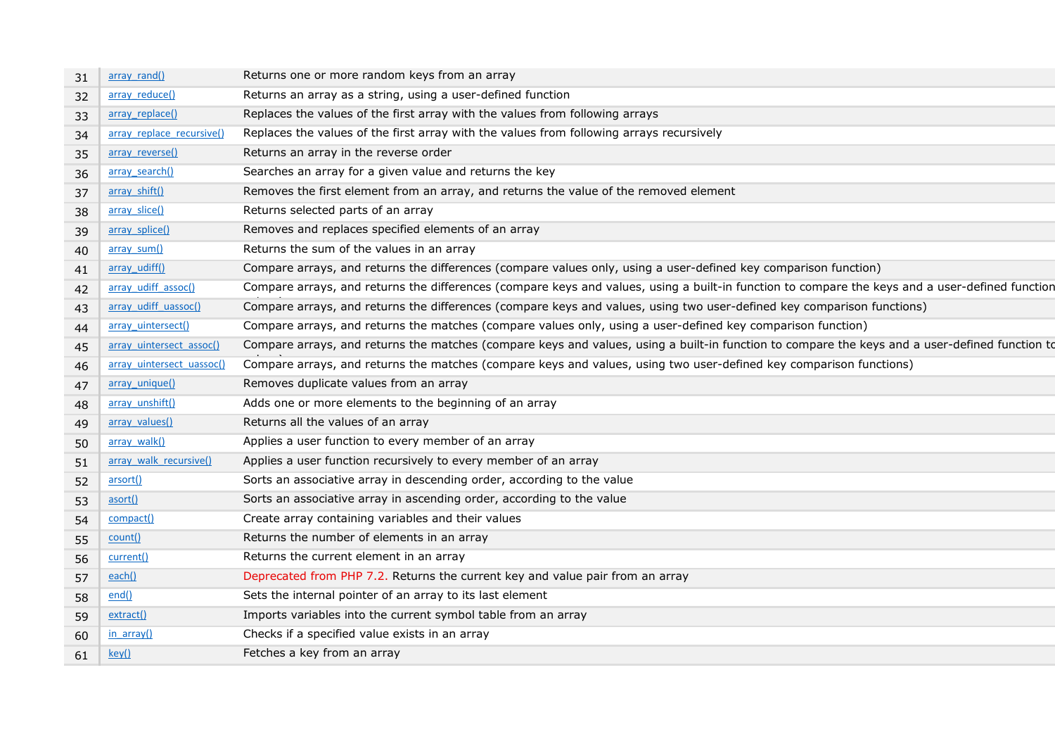| | | |
|---|---|---|
| 31 | array_rand() | Returns one or more random keys from an array |
| 32 | array_reduce() | Returns an array as a string, using a user-defined function |
| 33 | array_replace() | Replaces the values of the first array with the values from following arrays |
| 34 | array_replace_recursive() | Replaces the values of the first array with the values from following arrays recursively |
| 35 | array_reverse() | Returns an array in the reverse order |
| 36 | array_search() | Searches an array for a given value and returns the key |
| 37 | array_shift() | Removes the first element from an array, and returns the value of the removed element |
| 38 | array_slice() | Returns selected parts of an array |
| 39 | array_splice() | Removes and replaces specified elements of an array |
| 40 | array_sum() | Returns the sum of the values in an array |
| 41 | array_udiff() | Compare arrays, and returns the differences (compare values only, using a user-defined key comparison function) |
| 42 | array_udiff_assoc() | Compare arrays, and returns the differences (compare keys and values, using a built-in function to compare the keys and a user-defined function |
| 43 | array_udiff_uassoc() | Compare arrays, and returns the differences (compare keys and values, using two user-defined key comparison functions) |
| 44 | array_uintersect() | Compare arrays, and returns the matches (compare values only, using a user-defined key comparison function) |
| 45 | array_uintersect_assoc() | Compare arrays, and returns the matches (compare keys and values, using a built-in function to compare the keys and a user-defined function to |
| 46 | array_uintersect_uassoc() | Compare arrays, and returns the matches (compare keys and values, using two user-defined key comparison functions) |
| 47 | array_unique() | Removes duplicate values from an array |
| 48 | array_unshift() | Adds one or more elements to the beginning of an array |
| 49 | array_values() | Returns all the values of an array |
| 50 | array_walk() | Applies a user function to every member of an array |
| 51 | array_walk_recursive() | Applies a user function recursively to every member of an array |
| 52 | arsort() | Sorts an associative array in descending order, according to the value |
| 53 | asort() | Sorts an associative array in ascending order, according to the value |
| 54 | compact() | Create array containing variables and their values |
| 55 | count() | Returns the number of elements in an array |
| 56 | current() | Returns the current element in an array |
| 57 | each() | Deprecated from PHP 7.2. Returns the current key and value pair from an array |
| 58 | end() | Sets the internal pointer of an array to its last element |
| 59 | extract() | Imports variables into the current symbol table from an array |
| 60 | in_array() | Checks if a specified value exists in an array |
| 61 | key() | Fetches a key from an array |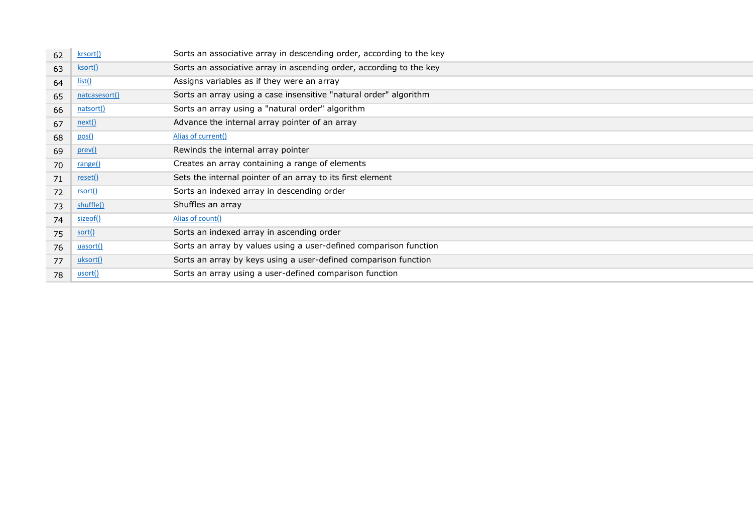| | | |
|---|---|---|
| 62 | krsort() | Sorts an associative array in descending order, according to the key |
| 63 | ksort() | Sorts an associative array in ascending order, according to the key |
| 64 | list() | Assigns variables as if they were an array |
| 65 | natcasesort() | Sorts an array using a case insensitive "natural order" algorithm |
| 66 | natsort() | Sorts an array using a "natural order" algorithm |
| 67 | next() | Advance the internal array pointer of an array |
| 68 | pos() | Alias of current() |
| 69 | prev() | Rewinds the internal array pointer |
| 70 | range() | Creates an array containing a range of elements |
| 71 | reset() | Sets the internal pointer of an array to its first element |
| 72 | rsort() | Sorts an indexed array in descending order |
| 73 | shuffle() | Shuffles an array |
| 74 | sizeof() | Alias of count() |
| 75 | sort() | Sorts an indexed array in ascending order |
| 76 | uasort() | Sorts an array by values using a user-defined comparison function |
| 77 | uksort() | Sorts an array by keys using a user-defined comparison function |
| 78 | usort() | Sorts an array using a user-defined comparison function |